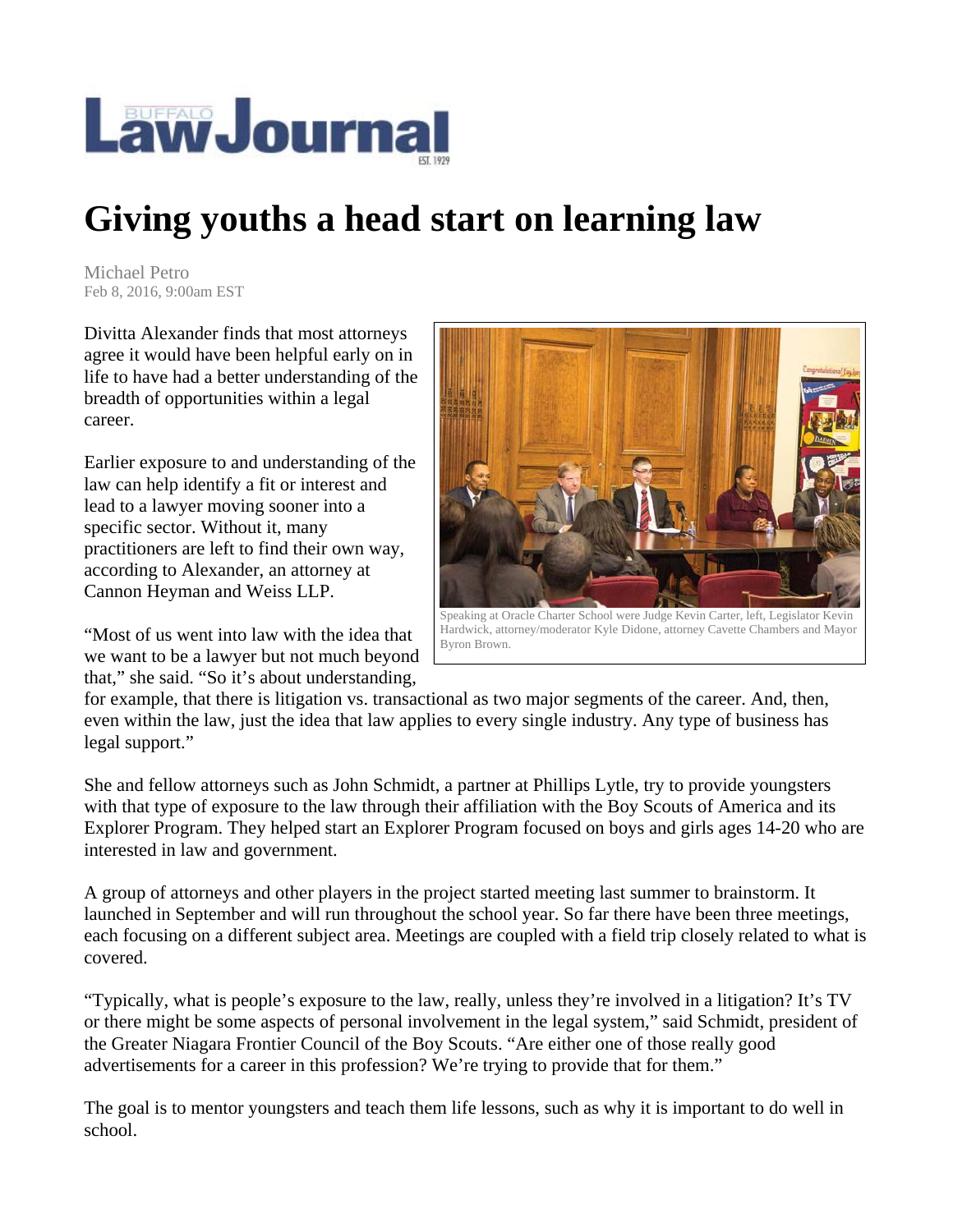# Giving youths a head start on learning law

Michael Petro
Feb 8, 2016, 9:00am EST

Divitta Alexander finds that most attorneys agree it would have been helpful early on in life to have had a better understanding of the breadth of opportunities within a legal career.

Earlier exposure to and understanding of the law can help identify a fit or interest and lead to a lawyer moving sooner into a specific sector. Without it, many practitioners are left to find their own way, according to Alexander, an attorney at Cannon Heyman and Weiss LLP.

Speaking at Oracle Charter School were Judge Kevin Carter, left, Legislator Kevin Hardwick, attorney/moderator Kyle Didone, attorney Cavette Chambers and Mayor Byron Brown.

"Most of us went into law with the idea that we want to be a lawyer but not much beyond that," she said. "So it's about understanding, for example, that there is litigation vs. transactional as two major segments of the career. And, then, even within the law, just the idea that law applies to every single industry. Any type of business has legal support."

She and fellow attorneys such as John Schmidt, a partner at Phillips Lytle, try to provide youngsters with that type of exposure to the law through their affiliation with the Boy Scouts of America and its Explorer Program. They helped start an Explorer Program focused on boys and girls ages 14-20 who are interested in law and government.

A group of attorneys and other players in the project started meeting last summer to brainstorm. It launched in September and will run throughout the school year. So far there have been three meetings, each focusing on a different subject area. Meetings are coupled with a field trip closely related to what is covered.

"Typically, what is people's exposure to the law, really, unless they're involved in a litigation? It's TV or there might be some aspects of personal involvement in the legal system," said Schmidt, president of the Greater Niagara Frontier Council of the Boy Scouts. "Are either one of those really good advertisements for a career in this profession? We're trying to provide that for them."

The goal is to mentor youngsters and teach them life lessons, such as why it is important to do well in school.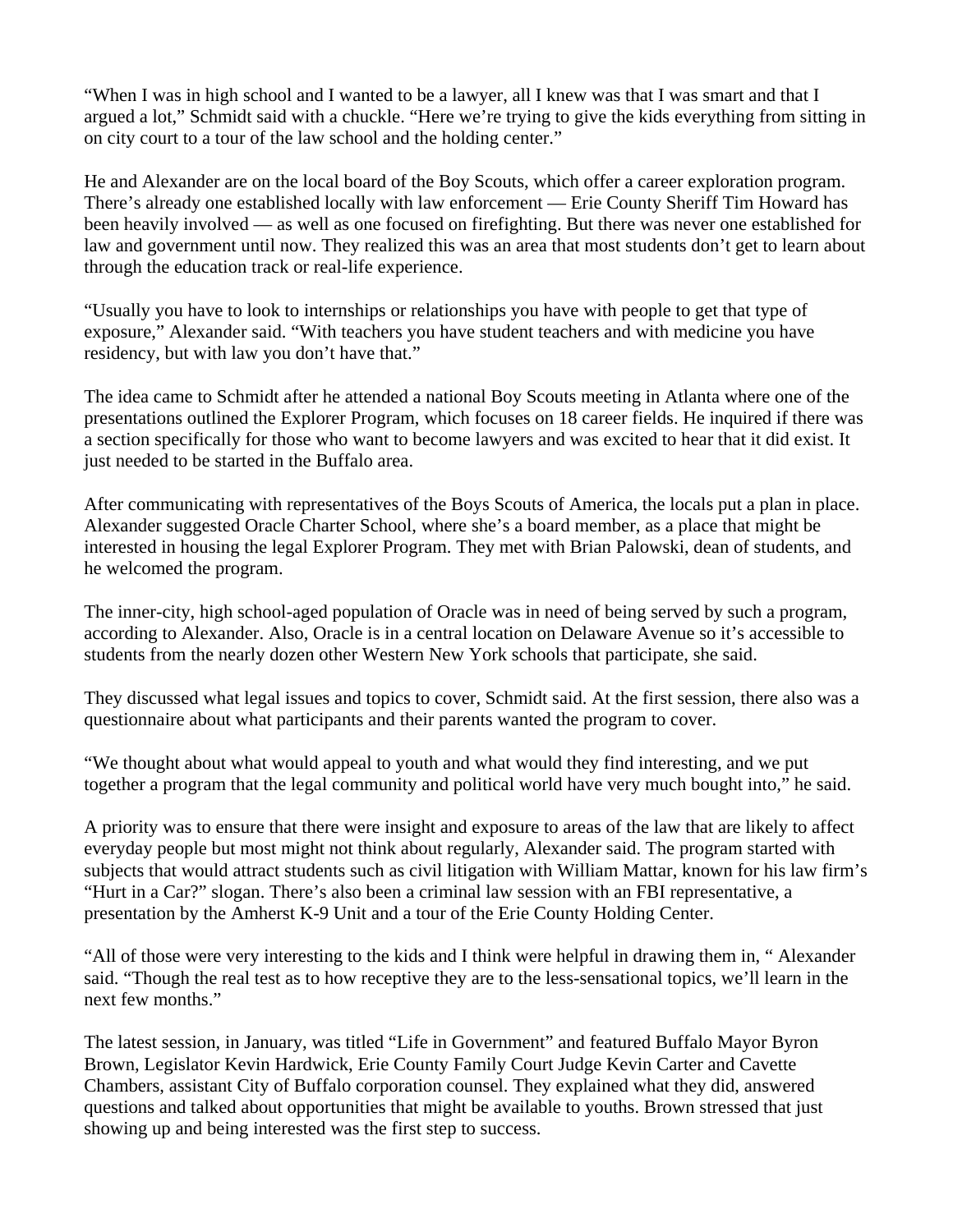"When I was in high school and I wanted to be a lawyer, all I knew was that I was smart and that I argued a lot," Schmidt said with a chuckle. "Here we're trying to give the kids everything from sitting in on city court to a tour of the law school and the holding center."

He and Alexander are on the local board of the Boy Scouts, which offer a career exploration program. There's already one established locally with law enforcement — Erie County Sheriff Tim Howard has been heavily involved — as well as one focused on firefighting. But there was never one established for law and government until now. They realized this was an area that most students don't get to learn about through the education track or real-life experience.

"Usually you have to look to internships or relationships you have with people to get that type of exposure," Alexander said. "With teachers you have student teachers and with medicine you have residency, but with law you don't have that."

The idea came to Schmidt after he attended a national Boy Scouts meeting in Atlanta where one of the presentations outlined the Explorer Program, which focuses on 18 career fields. He inquired if there was a section specifically for those who want to become lawyers and was excited to hear that it did exist. It just needed to be started in the Buffalo area.

After communicating with representatives of the Boys Scouts of America, the locals put a plan in place. Alexander suggested Oracle Charter School, where she's a board member, as a place that might be interested in housing the legal Explorer Program. They met with Brian Palowski, dean of students, and he welcomed the program.

The inner-city, high school-aged population of Oracle was in need of being served by such a program, according to Alexander. Also, Oracle is in a central location on Delaware Avenue so it's accessible to students from the nearly dozen other Western New York schools that participate, she said.

They discussed what legal issues and topics to cover, Schmidt said. At the first session, there also was a questionnaire about what participants and their parents wanted the program to cover.

"We thought about what would appeal to youth and what would they find interesting, and we put together a program that the legal community and political world have very much bought into," he said.

A priority was to ensure that there were insight and exposure to areas of the law that are likely to affect everyday people but most might not think about regularly, Alexander said. The program started with subjects that would attract students such as civil litigation with William Mattar, known for his law firm's "Hurt in a Car?" slogan. There's also been a criminal law session with an FBI representative, a presentation by the Amherst K-9 Unit and a tour of the Erie County Holding Center.

"All of those were very interesting to the kids and I think were helpful in drawing them in, " Alexander said. "Though the real test as to how receptive they are to the less-sensational topics, we'll learn in the next few months."

The latest session, in January, was titled "Life in Government" and featured Buffalo Mayor Byron Brown, Legislator Kevin Hardwick, Erie County Family Court Judge Kevin Carter and Cavette Chambers, assistant City of Buffalo corporation counsel. They explained what they did, answered questions and talked about opportunities that might be available to youths. Brown stressed that just showing up and being interested was the first step to success.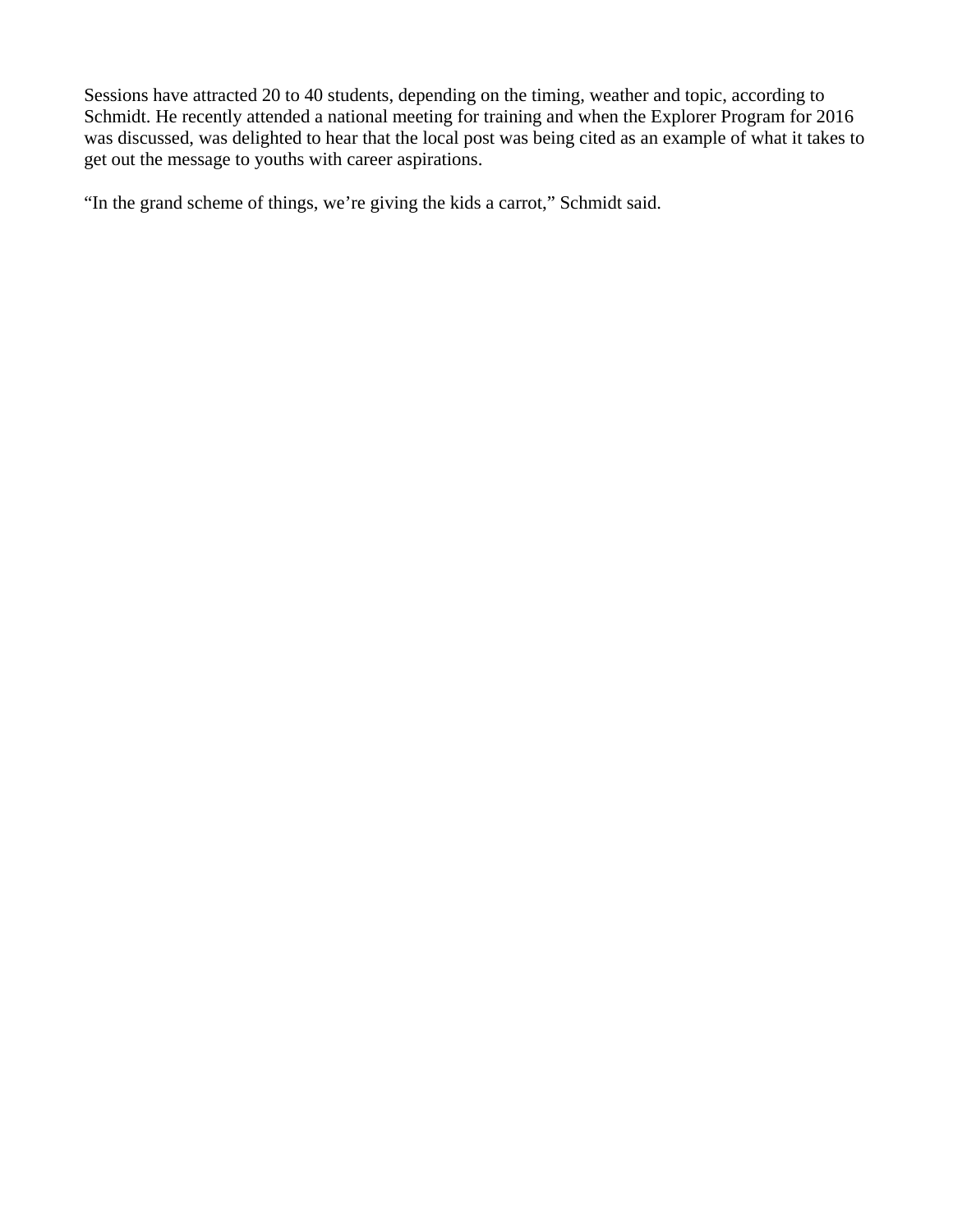Sessions have attracted 20 to 40 students, depending on the timing, weather and topic, according to Schmidt. He recently attended a national meeting for training and when the Explorer Program for 2016 was discussed, was delighted to hear that the local post was being cited as an example of what it takes to get out the message to youths with career aspirations.

“In the grand scheme of things, we’re giving the kids a carrot,” Schmidt said.